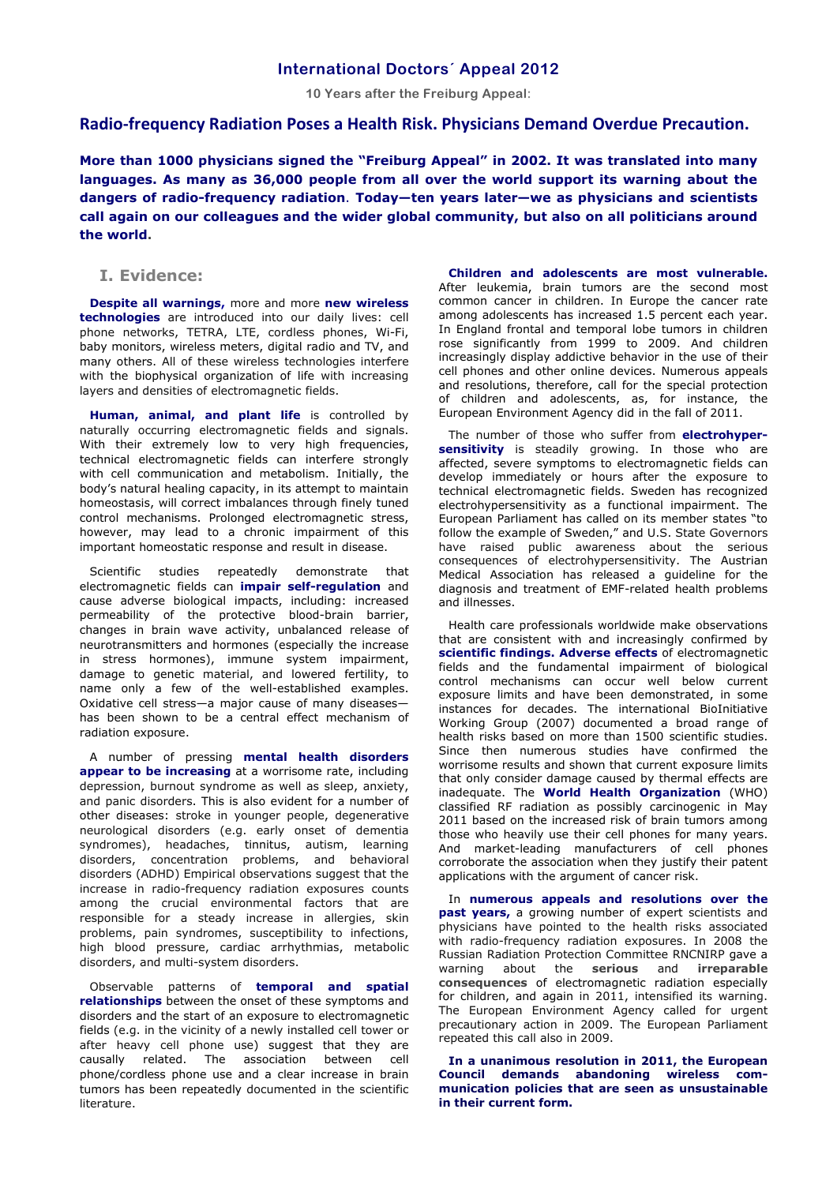# International Doctors´ Appeal 2012

**10 Years after the Freiburg Appeal:**

## Radio-frequency Radiation Poses a Health Risk. Physicians Demand Overdue Precaution.

**More than 1000 physicians signed the "Freiburg Appeal" in 2002. It was translated into many languages. As many as 36,000 people from all over the world support its warning about the dangers of radio-frequency radiation. Today—ten years later—we as physicians and scientists call again on our colleagues and the wider global community, but also on all politicians around the world.**

## I. Evidence:

**Despite all warnings,** more and more **new wireless technologies** are introduced into our daily lives: cell phone networks, TETRA, LTE, cordless phones, Wi-Fi, baby monitors, wireless meters, digital radio and TV, and many others. All of these wireless technologies interfere with the biophysical organization of life with increasing layers and densities of electromagnetic fields.

**Human, animal, and plant life** is controlled by naturally occurring electromagnetic fields and signals. With their extremely low to very high frequencies, technical electromagnetic fields can interfere strongly with cell communication and metabolism. Initially, the body's natural healing capacity, in its attempt to maintain homeostasis, will correct imbalances through finely tuned control mechanisms. Prolonged electromagnetic stress, however, may lead to a chronic impairment of this important homeostatic response and result in disease.

Scientific studies repeatedly demonstrate that electromagnetic fields can **impair self-regulation** and cause adverse biological impacts, including: increased permeability of the protective blood-brain barrier, changes in brain wave activity, unbalanced release of neurotransmitters and hormones (especially the increase in stress hormones), immune system impairment, damage to genetic material, and lowered fertility, to name only a few of the well-established examples. Oxidative cell stress—a major cause of many diseases—has been shown to be a central effect mechanism of radiation exposure.

A number of pressing **mental health disorders appear to be increasing** at a worrisome rate, including depression, burnout syndrome as well as sleep, anxiety, and panic disorders. This is also evident for a number of other diseases: stroke in younger people, degenerative neurological disorders (e.g. early onset of dementia syndromes), headaches, tinnitus, autism, learning disorders, concentration problems, and behavioral disorders (ADHD) Empirical observations suggest that the increase in radio-frequency radiation exposures counts among the crucial environmental factors that are responsible for a steady increase in allergies, skin problems, pain syndromes, susceptibility to infections, high blood pressure, cardiac arrhythmias, metabolic disorders, and multi-system disorders.

Observable patterns of **temporal and spatial relationships** between the onset of these symptoms and disorders and the start of an exposure to electromagnetic fields (e.g. in the vicinity of a newly installed cell tower or after heavy cell phone use) suggest that they are causally related. The association between cell phone/cordless phone use and a clear increase in brain tumors has been repeatedly documented in the scientific literature.

**Children and adolescents are most vulnerable.** After leukemia, brain tumors are the second most common cancer in children. In Europe the cancer rate among adolescents has increased 1.5 percent each year. In England frontal and temporal lobe tumors in children rose significantly from 1999 to 2009. And children increasingly display addictive behavior in the use of their cell phones and other online devices. Numerous appeals and resolutions, therefore, call for the special protection of children and adolescents, as, for instance, the European Environment Agency did in the fall of 2011.

The number of those who suffer from **electrohypersensitivity** is steadily growing. In those who are affected, severe symptoms to electromagnetic fields can develop immediately or hours after the exposure to technical electromagnetic fields. Sweden has recognized electrohypersensitivity as a functional impairment. The European Parliament has called on its member states "to follow the example of Sweden," and U.S. State Governors have raised public awareness about the serious consequences of electrohypersensitivity. The Austrian Medical Association has released a guideline for the diagnosis and treatment of EMF-related health problems and illnesses.

Health care professionals worldwide make observations that are consistent with and increasingly confirmed by **scientific findings. Adverse effects** of electromagnetic fields and the fundamental impairment of biological control mechanisms can occur well below current exposure limits and have been demonstrated, in some instances for decades. The international BioInitiative Working Group (2007) documented a broad range of health risks based on more than 1500 scientific studies. Since then numerous studies have confirmed the worrisome results and shown that current exposure limits that only consider damage caused by thermal effects are inadequate. The **World Health Organization** (WHO) classified RF radiation as possibly carcinogenic in May 2011 based on the increased risk of brain tumors among those who heavily use their cell phones for many years. And market-leading manufacturers of cell phones corroborate the association when they justify their patent applications with the argument of cancer risk.

In **numerous appeals and resolutions over the past years,** a growing number of expert scientists and physicians have pointed to the health risks associated with radio-frequency radiation exposures. In 2008 the Russian Radiation Protection Committee RNCNIRP gave a warning about the **serious** and **irreparable consequences** of electromagnetic radiation especially for children, and again in 2011, intensified its warning. The European Environment Agency called for urgent precautionary action in 2009. The European Parliament repeated this call also in 2009.

**In a unanimous resolution in 2011, the European Council demands abandoning wireless communication policies that are seen as unsustainable in their current form.**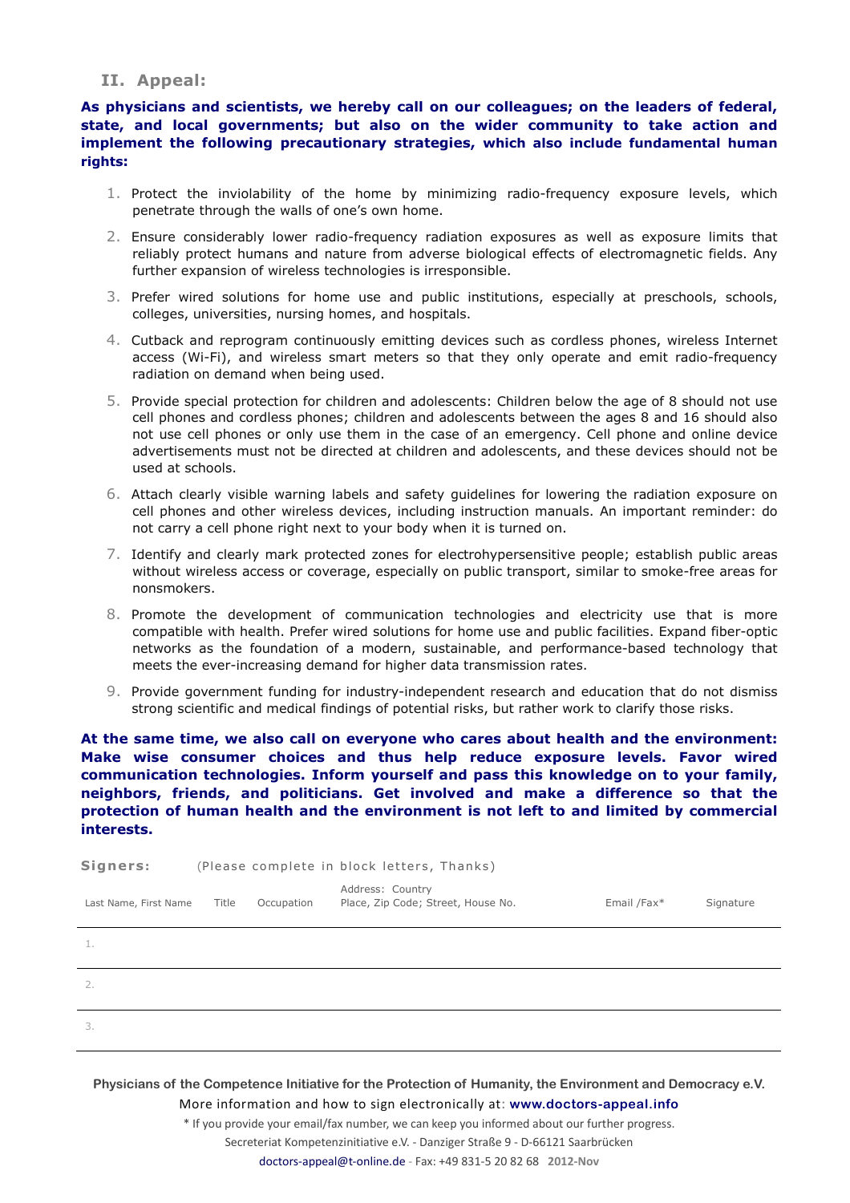## II. Appeal:

**As physicians and scientists, we hereby call on our colleagues; on the leaders of federal, state, and local governments; but also on the wider community to take action and implement the following precautionary strategies, which also include fundamental human rights:**

1. Protect the inviolability of the home by minimizing radio-frequency exposure levels, which penetrate through the walls of one's own home.
2. Ensure considerably lower radio-frequency radiation exposures as well as exposure limits that reliably protect humans and nature from adverse biological effects of electromagnetic fields. Any further expansion of wireless technologies is irresponsible.
3. Prefer wired solutions for home use and public institutions, especially at preschools, schools, colleges, universities, nursing homes, and hospitals.
4. Cutback and reprogram continuously emitting devices such as cordless phones, wireless Internet access (Wi-Fi), and wireless smart meters so that they only operate and emit radio-frequency radiation on demand when being used.
5. Provide special protection for children and adolescents: Children below the age of 8 should not use cell phones and cordless phones; children and adolescents between the ages 8 and 16 should also not use cell phones or only use them in the case of an emergency. Cell phone and online device advertisements must not be directed at children and adolescents, and these devices should not be used at schools.
6. Attach clearly visible warning labels and safety guidelines for lowering the radiation exposure on cell phones and other wireless devices, including instruction manuals. An important reminder: do not carry a cell phone right next to your body when it is turned on.
7. Identify and clearly mark protected zones for electrohypersensitive people; establish public areas without wireless access or coverage, especially on public transport, similar to smoke-free areas for nonsmokers.
8. Promote the development of communication technologies and electricity use that is more compatible with health. Prefer wired solutions for home use and public facilities. Expand fiber-optic networks as the foundation of a modern, sustainable, and performance-based technology that meets the ever-increasing demand for higher data transmission rates.
9. Provide government funding for industry-independent research and education that do not dismiss strong scientific and medical findings of potential risks, but rather work to clarify those risks.

**At the same time, we also call on everyone who cares about health and the environment: Make wise consumer choices and thus help reduce exposure levels. Favor wired communication technologies. Inform yourself and pass this knowledge on to your family, neighbors, friends, and politicians. Get involved and make a difference so that the protection of human health and the environment is not left to and limited by commercial interests.**

**Signers:** (Please complete in block letters, Thanks)

| Last Name, First Name | Title | Occupation | Address: Country Place, Zip Code; Street, House No. | Email /Fax* | Signature |
|---|---|---|---|---|---|
| 1. | | | | | |
| 2. | | | | | |
| 3. | | | | | |

**Physicians of the Competence Initiative for the Protection of Humanity, the Environment and Democracy e.V.**

More information and how to sign electronically at: **www.doctors-appeal.info**

* If you provide your email/fax number, we can keep you informed about our further progress.

Secreteriat Kompetenzinitiative e.V. - Danziger Straße 9 - D-66121 Saarbrücken

doctors-appeal@t-online.de - Fax: +49 831-5 20 82 68 **2012-Nov**